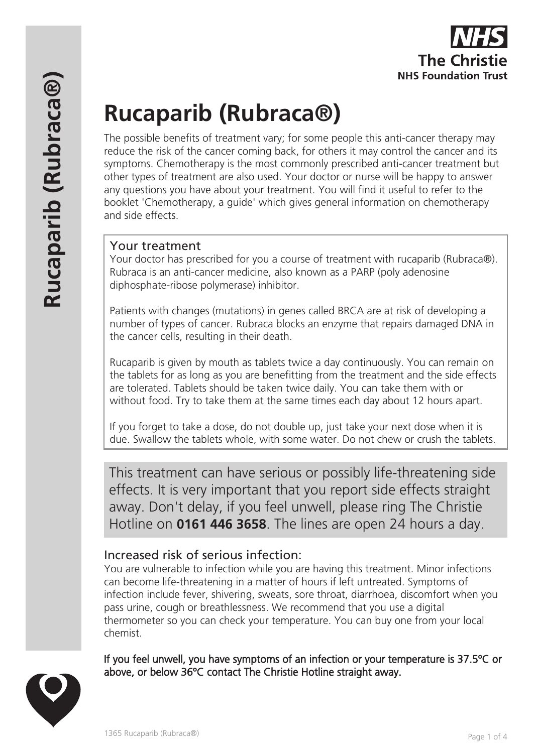The Christie NHS Foundation Trust

# Rucaparib (Rubraca®)

The possible benefits of treatment vary; for some people this anti-cancer therapy may reduce the risk of the cancer coming back, for others it may control the cancer and its symptoms. Chemotherapy is the most commonly prescribed anti-cancer treatment but other types of treatment are also used. Your doctor or nurse will be happy to answer any questions you have about your treatment. You will find it useful to refer to the booklet 'Chemotherapy, a guide' which gives general information on chemotherapy and side effects.

## Your treatment

Your doctor has prescribed for you a course of treatment with rucaparib (Rubraca®). Rubraca is an anti-cancer medicine, also known as a PARP (poly adenosine diphosphate-ribose polymerase) inhibitor.

Patients with changes (mutations) in genes called BRCA are at risk of developing a number of types of cancer. Rubraca blocks an enzyme that repairs damaged DNA in the cancer cells, resulting in their death.

Rucaparib is given by mouth as tablets twice a day continuously. You can remain on the tablets for as long as you are benefitting from the treatment and the side effects are tolerated. Tablets should be taken twice daily. You can take them with or without food. Try to take them at the same times each day about 12 hours apart.

If you forget to take a dose, do not double up, just take your next dose when it is due. Swallow the tablets whole, with some water. Do not chew or crush the tablets.

This treatment can have serious or possibly life-threatening side effects. It is very important that you report side effects straight away. Don't delay, if you feel unwell, please ring The Christie Hotline on **0161 446 3658**. The lines are open 24 hours a day.

## Increased risk of serious infection:

You are vulnerable to infection while you are having this treatment. Minor infections can become life-threatening in a matter of hours if left untreated. Symptoms of infection include fever, shivering, sweats, sore throat, diarrhoea, discomfort when you pass urine, cough or breathlessness. We recommend that you use a digital thermometer so you can check your temperature. You can buy one from your local chemist.

**If you feel unwell, you have symptoms of an infection or your temperature is 37.5°C or above, or below 36°C contact The Christie Hotline straight away.**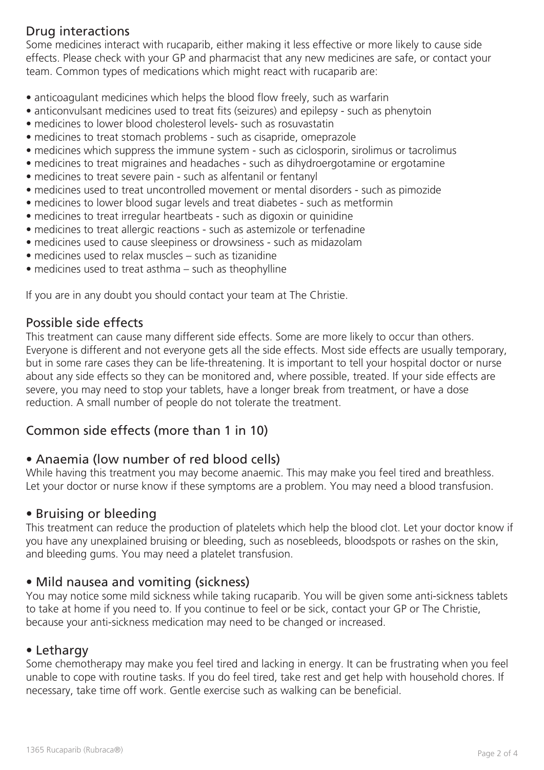## Drug interactions

Some medicines interact with rucaparib, either making it less effective or more likely to cause side effects. Please check with your GP and pharmacist that any new medicines are safe, or contact your team. Common types of medications which might react with rucaparib are:

- anticoagulant medicines which helps the blood flow freely, such as warfarin
- anticonvulsant medicines used to treat fits (seizures) and epilepsy - such as phenytoin
- medicines to lower blood cholesterol levels- such as rosuvastatin
- medicines to treat stomach problems - such as cisapride, omeprazole
- medicines which suppress the immune system - such as ciclosporin, sirolimus or tacrolimus
- medicines to treat migraines and headaches - such as dihydroergotamine or ergotamine
- medicines to treat severe pain - such as alfentanil or fentanyl
- medicines used to treat uncontrolled movement or mental disorders - such as pimozide
- medicines to lower blood sugar levels and treat diabetes - such as metformin
- medicines to treat irregular heartbeats - such as digoxin or quinidine
- medicines to treat allergic reactions - such as astemizole or terfenadine
- medicines used to cause sleepiness or drowsiness - such as midazolam
- medicines used to relax muscles – such as tizanidine
- medicines used to treat asthma – such as theophylline

If you are in any doubt you should contact your team at The Christie.

## Possible side effects

This treatment can cause many different side effects. Some are more likely to occur than others. Everyone is different and not everyone gets all the side effects. Most side effects are usually temporary, but in some rare cases they can be life-threatening. It is important to tell your hospital doctor or nurse about any side effects so they can be monitored and, where possible, treated. If your side effects are severe, you may need to stop your tablets, have a longer break from treatment, or have a dose reduction. A small number of people do not tolerate the treatment.

## Common side effects (more than 1 in 10)

### • Anaemia (low number of red blood cells)

While having this treatment you may become anaemic. This may make you feel tired and breathless. Let your doctor or nurse know if these symptoms are a problem. You may need a blood transfusion.

### • Bruising or bleeding

This treatment can reduce the production of platelets which help the blood clot. Let your doctor know if you have any unexplained bruising or bleeding, such as nosebleeds, bloodspots or rashes on the skin, and bleeding gums. You may need a platelet transfusion.

### • Mild nausea and vomiting (sickness)

You may notice some mild sickness while taking rucaparib. You will be given some anti-sickness tablets to take at home if you need to. If you continue to feel or be sick, contact your GP or The Christie, because your anti-sickness medication may need to be changed or increased.

### • Lethargy

Some chemotherapy may make you feel tired and lacking in energy. It can be frustrating when you feel unable to cope with routine tasks. If you do feel tired, take rest and get help with household chores. If necessary, take time off work. Gentle exercise such as walking can be beneficial.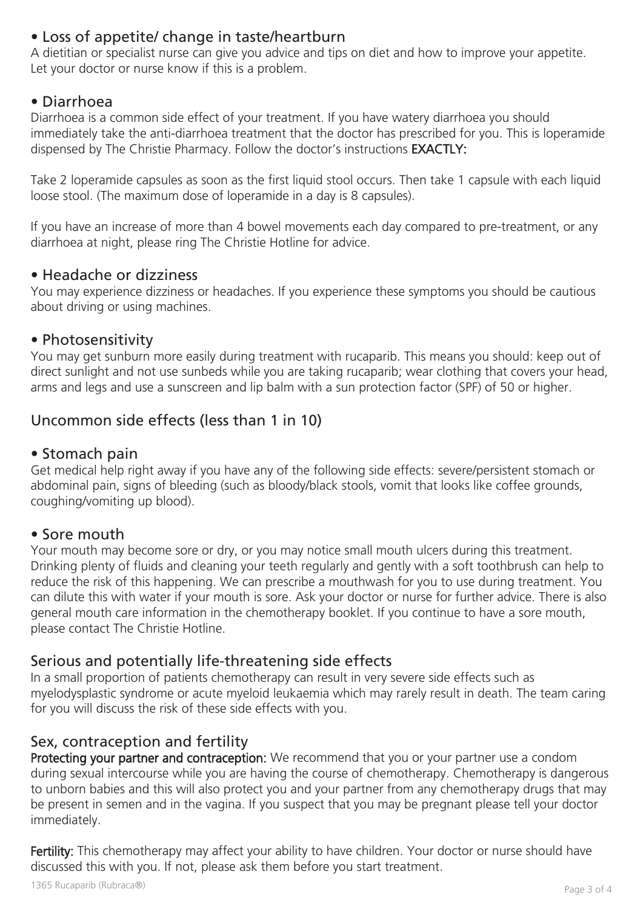## • Loss of appetite/ change in taste/heartburn

A dietitian or specialist nurse can give you advice and tips on diet and how to improve your appetite. Let your doctor or nurse know if this is a problem.

## • Diarrhoea

Diarrhoea is a common side effect of your treatment. If you have watery diarrhoea you should immediately take the anti-diarrhoea treatment that the doctor has prescribed for you. This is loperamide dispensed by The Christie Pharmacy. Follow the doctor's instructions **EXACTLY:**

Take 2 loperamide capsules as soon as the first liquid stool occurs. Then take 1 capsule with each liquid loose stool. (The maximum dose of loperamide in a day is 8 capsules).

If you have an increase of more than 4 bowel movements each day compared to pre-treatment, or any diarrhoea at night, please ring The Christie Hotline for advice.

## • Headache or dizziness

You may experience dizziness or headaches. If you experience these symptoms you should be cautious about driving or using machines.

## • Photosensitivity

You may get sunburn more easily during treatment with rucaparib. This means you should: keep out of direct sunlight and not use sunbeds while you are taking rucaparib; wear clothing that covers your head, arms and legs and use a sunscreen and lip balm with a sun protection factor (SPF) of 50 or higher.

# Uncommon side effects (less than 1 in 10)

## • Stomach pain

Get medical help right away if you have any of the following side effects: severe/persistent stomach or abdominal pain, signs of bleeding (such as bloody/black stools, vomit that looks like coffee grounds, coughing/vomiting up blood).

## • Sore mouth

Your mouth may become sore or dry, or you may notice small mouth ulcers during this treatment. Drinking plenty of fluids and cleaning your teeth regularly and gently with a soft toothbrush can help to reduce the risk of this happening. We can prescribe a mouthwash for you to use during treatment. You can dilute this with water if your mouth is sore. Ask your doctor or nurse for further advice. There is also general mouth care information in the chemotherapy booklet. If you continue to have a sore mouth, please contact The Christie Hotline.

# Serious and potentially life-threatening side effects

In a small proportion of patients chemotherapy can result in very severe side effects such as myelodysplastic syndrome or acute myeloid leukaemia which may rarely result in death. The team caring for you will discuss the risk of these side effects with you.

# Sex, contraception and fertility

**Protecting your partner and contraception:** We recommend that you or your partner use a condom during sexual intercourse while you are having the course of chemotherapy. Chemotherapy is dangerous to unborn babies and this will also protect you and your partner from any chemotherapy drugs that may be present in semen and in the vagina. If you suspect that you may be pregnant please tell your doctor immediately.

**Fertility:** This chemotherapy may affect your ability to have children. Your doctor or nurse should have discussed this with you. If not, please ask them before you start treatment.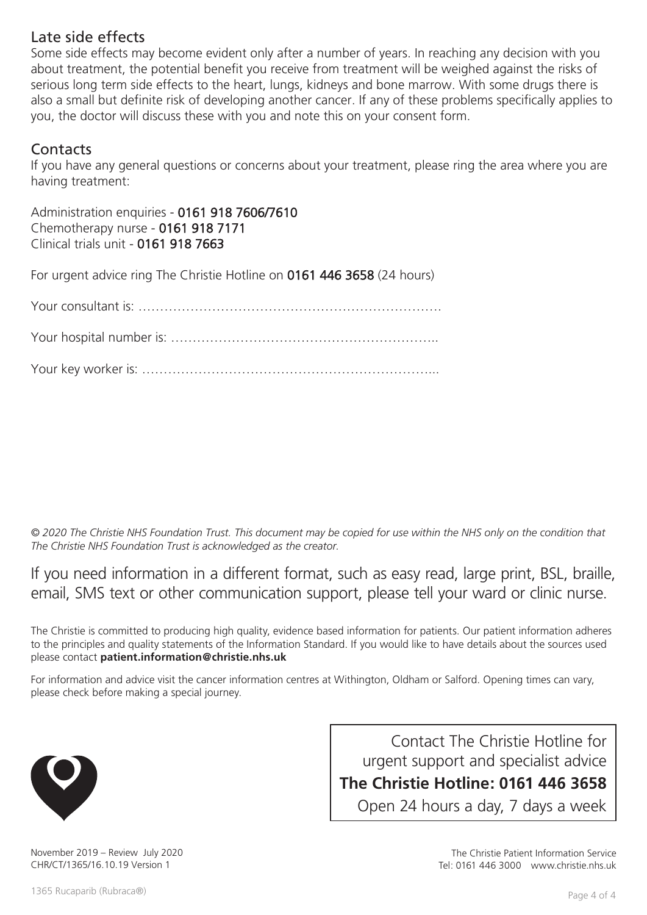## Late side effects

Some side effects may become evident only after a number of years. In reaching any decision with you about treatment, the potential benefit you receive from treatment will be weighed against the risks of serious long term side effects to the heart, lungs, kidneys and bone marrow. With some drugs there is also a small but definite risk of developing another cancer. If any of these problems specifically applies to you, the doctor will discuss these with you and note this on your consent form.

## Contacts

If you have any general questions or concerns about your treatment, please ring the area where you are having treatment:

Administration enquiries - 0161 918 7606/7610
Chemotherapy nurse - 0161 918 7171
Clinical trials unit - 0161 918 7663

For urgent advice ring The Christie Hotline on 0161 446 3658 (24 hours)

Your consultant is: ……………………………………………………………

Your hospital number is: ……………………………………………………..

Your key worker is: …………………………………………………………...

*© 2020 The Christie NHS Foundation Trust. This document may be copied for use within the NHS only on the condition that The Christie NHS Foundation Trust is acknowledged as the creator.*

If you need information in a different format, such as easy read, large print, BSL, braille, email, SMS text or other communication support, please tell your ward or clinic nurse.

The Christie is committed to producing high quality, evidence based information for patients. Our patient information adheres to the principles and quality statements of the Information Standard. If you would like to have details about the sources used please contact **patient.information@christie.nhs.uk**

For information and advice visit the cancer information centres at Withington, Oldham or Salford. Opening times can vary, please check before making a special journey.

Contact The Christie Hotline for urgent support and specialist advice
**The Christie Hotline: 0161 446 3658**
Open 24 hours a day, 7 days a week

November 2019 – Review July 2020
CHR/CT/1365/16.10.19 Version 1

The Christie Patient Information Service
Tel: 0161 446 3000 www.christie.nhs.uk

1365 Rucaparib (Rubraca®)